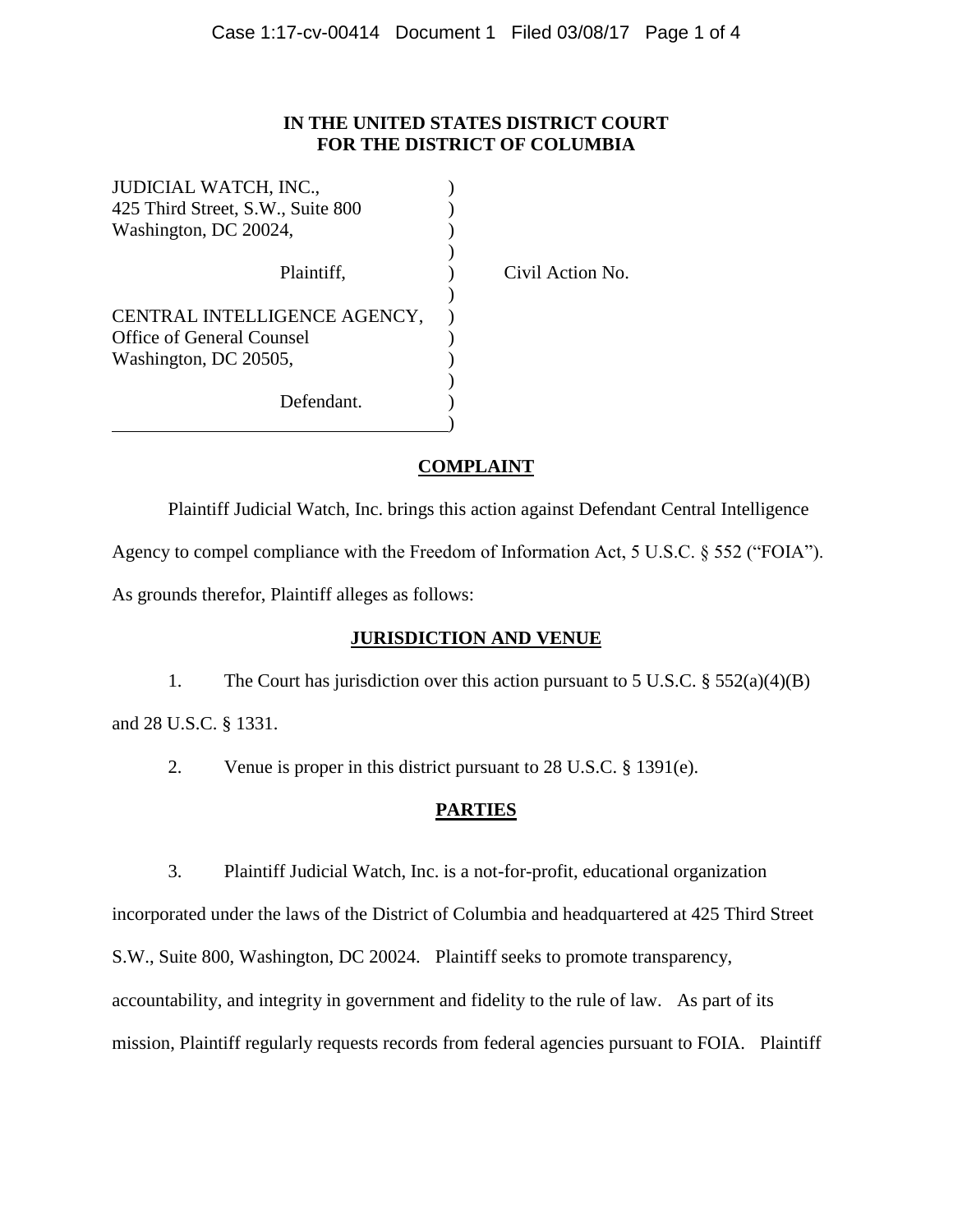**IN THE UNITED STATES DISTRICT COURT**
**FOR THE DISTRICT OF COLUMBIA**

JUDICIAL WATCH, INC.,
425 Third Street, S.W., Suite 800
Washington, DC 20024,

Plaintiff,

CENTRAL INTELLIGENCE AGENCY,
Office of General Counsel
Washington, DC 20505,

Defendant.

Civil Action No.

## COMPLAINT

Plaintiff Judicial Watch, Inc. brings this action against Defendant Central Intelligence Agency to compel compliance with the Freedom of Information Act, 5 U.S.C. § 552 ("FOIA"). As grounds therefor, Plaintiff alleges as follows:

## JURISDICTION AND VENUE

1. The Court has jurisdiction over this action pursuant to 5 U.S.C. § 552(a)(4)(B) and 28 U.S.C. § 1331.

2. Venue is proper in this district pursuant to 28 U.S.C. § 1391(e).

## PARTIES

3. Plaintiff Judicial Watch, Inc. is a not-for-profit, educational organization incorporated under the laws of the District of Columbia and headquartered at 425 Third Street S.W., Suite 800, Washington, DC 20024. Plaintiff seeks to promote transparency, accountability, and integrity in government and fidelity to the rule of law. As part of its mission, Plaintiff regularly requests records from federal agencies pursuant to FOIA. Plaintiff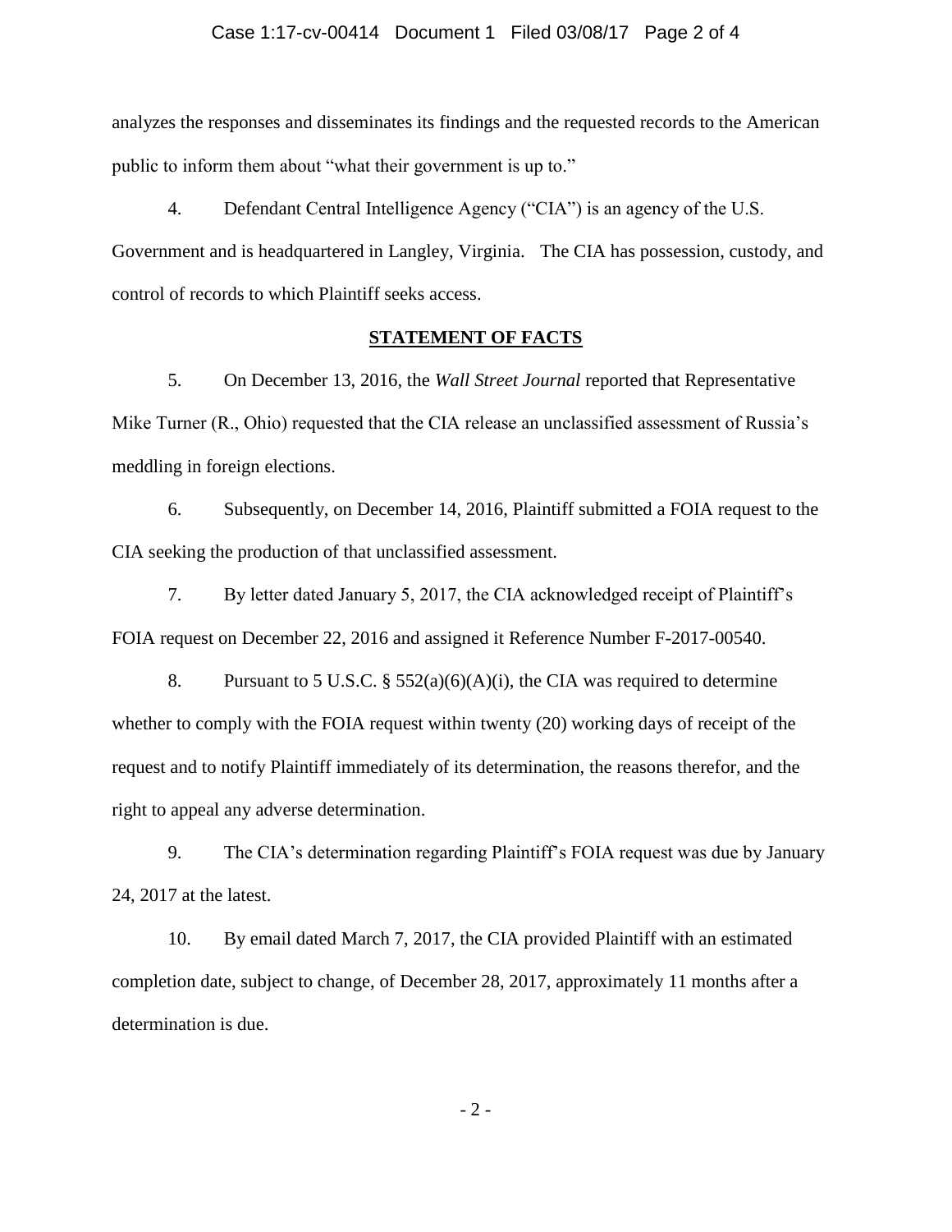analyzes the responses and disseminates its findings and the requested records to the American public to inform them about "what their government is up to."

4. Defendant Central Intelligence Agency ("CIA") is an agency of the U.S. Government and is headquartered in Langley, Virginia. The CIA has possession, custody, and control of records to which Plaintiff seeks access.

## STATEMENT OF FACTS

5. On December 13, 2016, the *Wall Street Journal* reported that Representative Mike Turner (R., Ohio) requested that the CIA release an unclassified assessment of Russia's meddling in foreign elections.

6. Subsequently, on December 14, 2016, Plaintiff submitted a FOIA request to the CIA seeking the production of that unclassified assessment.

7. By letter dated January 5, 2017, the CIA acknowledged receipt of Plaintiff's FOIA request on December 22, 2016 and assigned it Reference Number F-2017-00540.

8. Pursuant to 5 U.S.C. § 552(a)(6)(A)(i), the CIA was required to determine whether to comply with the FOIA request within twenty (20) working days of receipt of the request and to notify Plaintiff immediately of its determination, the reasons therefor, and the right to appeal any adverse determination.

9. The CIA's determination regarding Plaintiff's FOIA request was due by January 24, 2017 at the latest.

10. By email dated March 7, 2017, the CIA provided Plaintiff with an estimated completion date, subject to change, of December 28, 2017, approximately 11 months after a determination is due.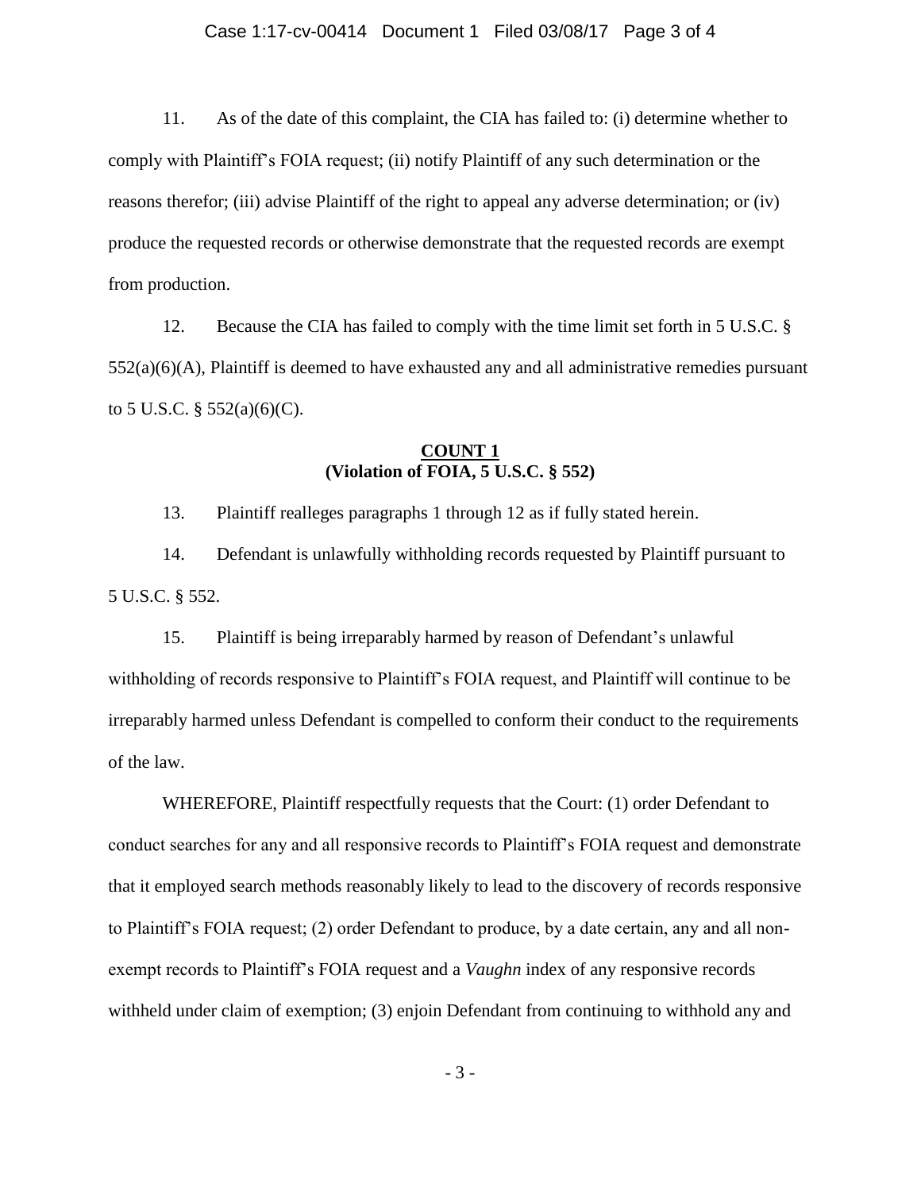11. As of the date of this complaint, the CIA has failed to: (i) determine whether to comply with Plaintiff's FOIA request; (ii) notify Plaintiff of any such determination or the reasons therefor; (iii) advise Plaintiff of the right to appeal any adverse determination; or (iv) produce the requested records or otherwise demonstrate that the requested records are exempt from production.

12. Because the CIA has failed to comply with the time limit set forth in 5 U.S.C. § 552(a)(6)(A), Plaintiff is deemed to have exhausted any and all administrative remedies pursuant to 5 U.S.C. § 552(a)(6)(C).

**COUNT 1**
**(Violation of FOIA, 5 U.S.C. § 552)**

13. Plaintiff realleges paragraphs 1 through 12 as if fully stated herein.

14. Defendant is unlawfully withholding records requested by Plaintiff pursuant to 5 U.S.C. § 552.

15. Plaintiff is being irreparably harmed by reason of Defendant's unlawful withholding of records responsive to Plaintiff's FOIA request, and Plaintiff will continue to be irreparably harmed unless Defendant is compelled to conform their conduct to the requirements of the law.

WHEREFORE, Plaintiff respectfully requests that the Court: (1) order Defendant to conduct searches for any and all responsive records to Plaintiff's FOIA request and demonstrate that it employed search methods reasonably likely to lead to the discovery of records responsive to Plaintiff's FOIA request; (2) order Defendant to produce, by a date certain, any and all non-exempt records to Plaintiff's FOIA request and a *Vaughn* index of any responsive records withheld under claim of exemption; (3) enjoin Defendant from continuing to withhold any and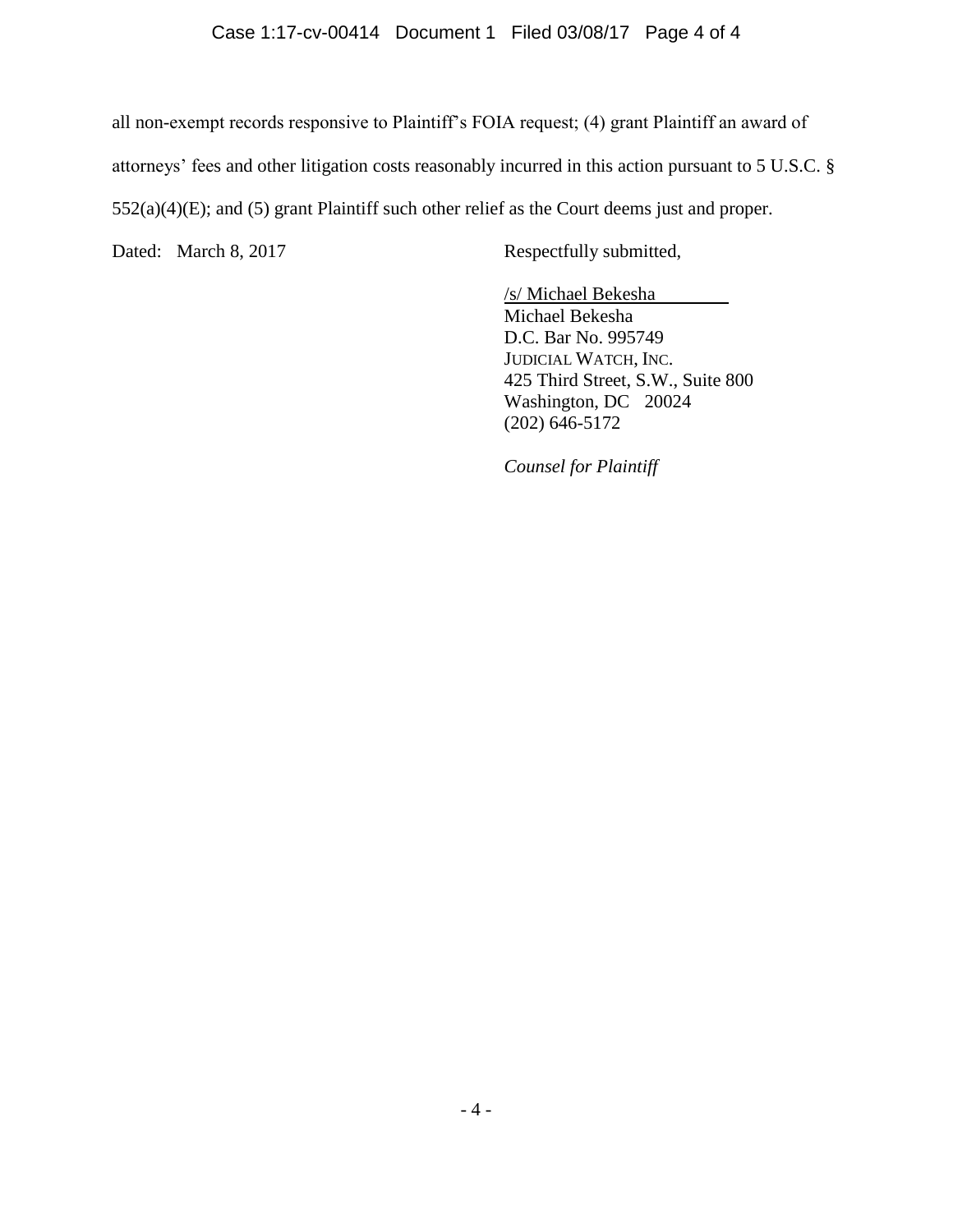all non-exempt records responsive to Plaintiff's FOIA request; (4) grant Plaintiff an award of attorneys' fees and other litigation costs reasonably incurred in this action pursuant to 5 U.S.C. § 552(a)(4)(E); and (5) grant Plaintiff such other relief as the Court deems just and proper.

Dated: March 8, 2017

Respectfully submitted,

/s/ Michael Bekesha
Michael Bekesha
D.C. Bar No. 995749
JUDICIAL WATCH, INC.
425 Third Street, S.W., Suite 800
Washington, DC 20024
(202) 646-5172

*Counsel for Plaintiff*